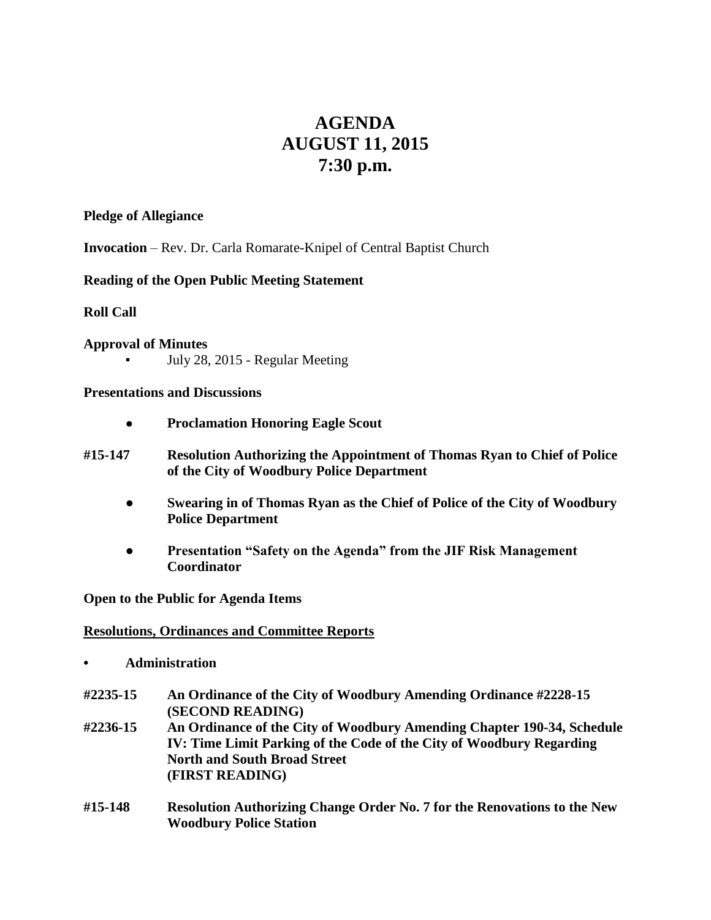# AGENDA
# AUGUST 11, 2015
# 7:30 p.m.

**Pledge of Allegiance**

**Invocation** – Rev. Dr. Carla Romarate-Knipel of Central Baptist Church

**Reading of the Open Public Meeting Statement**

**Roll Call**

**Approval of Minutes**

- July 28, 2015 - Regular Meeting

**Presentations and Discussions**

- **Proclamation Honoring Eagle Scout**

**#15-147** **Resolution Authorizing the Appointment of Thomas Ryan to Chief of Police of the City of Woodbury Police Department**

- **Swearing in of Thomas Ryan as the Chief of Police of the City of Woodbury Police Department**
- **Presentation "Safety on the Agenda" from the JIF Risk Management Coordinator**

**Open to the Public for Agenda Items**

**Resolutions, Ordinances and Committee Reports**

- **Administration**

**#2235-15** **An Ordinance of the City of Woodbury Amending Ordinance #2228-15 (SECOND READING)**

**#2236-15** **An Ordinance of the City of Woodbury Amending Chapter 190-34, Schedule IV: Time Limit Parking of the Code of the City of Woodbury Regarding North and South Broad Street (FIRST READING)**

**#15-148** **Resolution Authorizing Change Order No. 7 for the Renovations to the New Woodbury Police Station**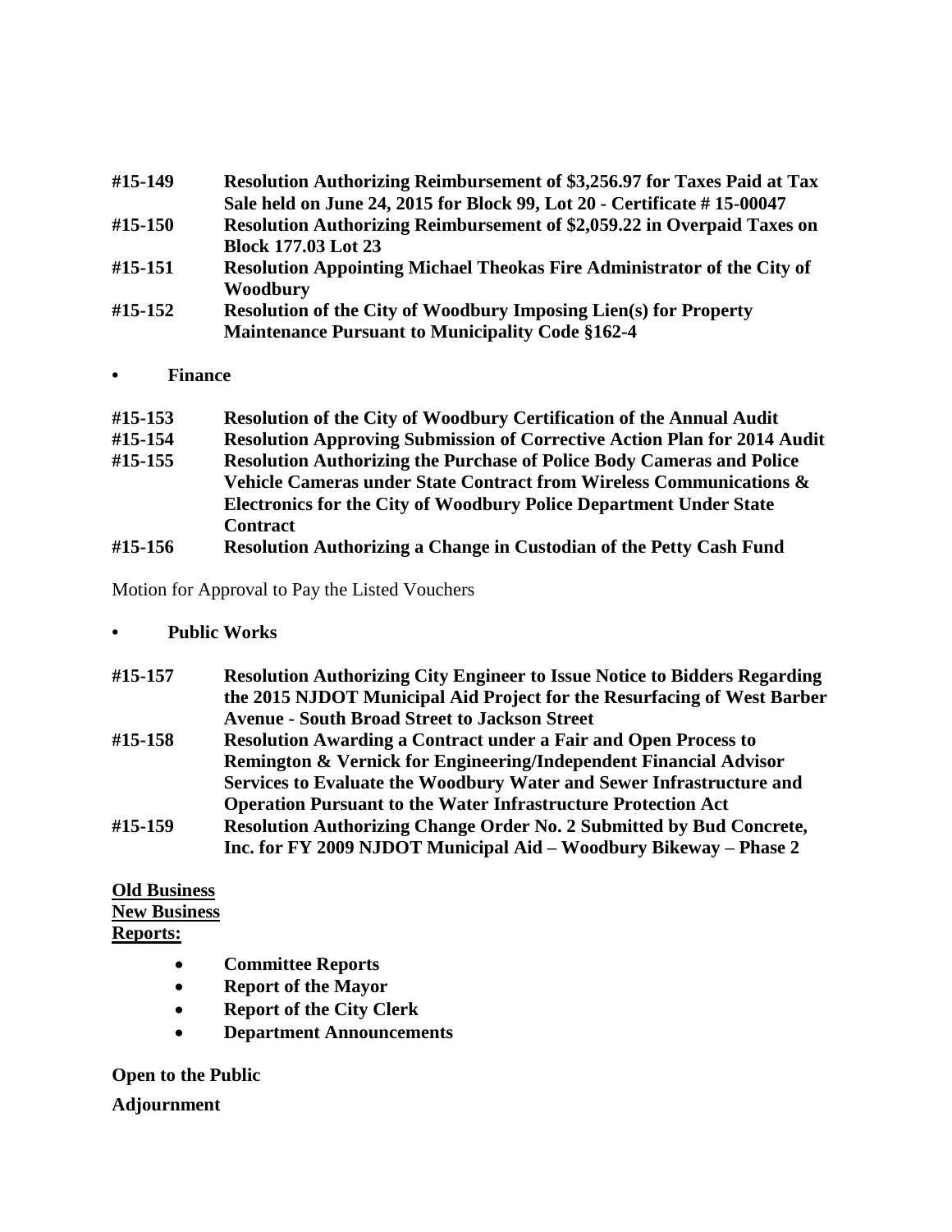**#15-149** **Resolution Authorizing Reimbursement of $3,256.97 for Taxes Paid at Tax Sale held on June 24, 2015 for Block 99, Lot 20 - Certificate # 15-00047**

**#15-150** **Resolution Authorizing Reimbursement of $2,059.22 in Overpaid Taxes on Block 177.03 Lot 23**

**#15-151** **Resolution Appointing Michael Theokas Fire Administrator of the City of Woodbury**

**#15-152** **Resolution of the City of Woodbury Imposing Lien(s) for Property Maintenance Pursuant to Municipality Code §162-4**

- **Finance**

**#15-153** **Resolution of the City of Woodbury Certification of the Annual Audit**

**#15-154** **Resolution Approving Submission of Corrective Action Plan for 2014 Audit**

**#15-155** **Resolution Authorizing the Purchase of Police Body Cameras and Police Vehicle Cameras under State Contract from Wireless Communications & Electronics for the City of Woodbury Police Department Under State Contract**

**#15-156** **Resolution Authorizing a Change in Custodian of the Petty Cash Fund**

Motion for Approval to Pay the Listed Vouchers

- **Public Works**

**#15-157** **Resolution Authorizing City Engineer to Issue Notice to Bidders Regarding the 2015 NJDOT Municipal Aid Project for the Resurfacing of West Barber Avenue - South Broad Street to Jackson Street**

**#15-158** **Resolution Awarding a Contract under a Fair and Open Process to Remington & Vernick for Engineering/Independent Financial Advisor Services to Evaluate the Woodbury Water and Sewer Infrastructure and Operation Pursuant to the Water Infrastructure Protection Act**

**#15-159** **Resolution Authorizing Change Order No. 2 Submitted by Bud Concrete, Inc. for FY 2009 NJDOT Municipal Aid – Woodbury Bikeway – Phase 2**

**Old Business**

**New Business**

**Reports:**

- **Committee Reports**
- **Report of the Mayor**
- **Report of the City Clerk**
- **Department Announcements**

**Open to the Public**

**Adjournment**